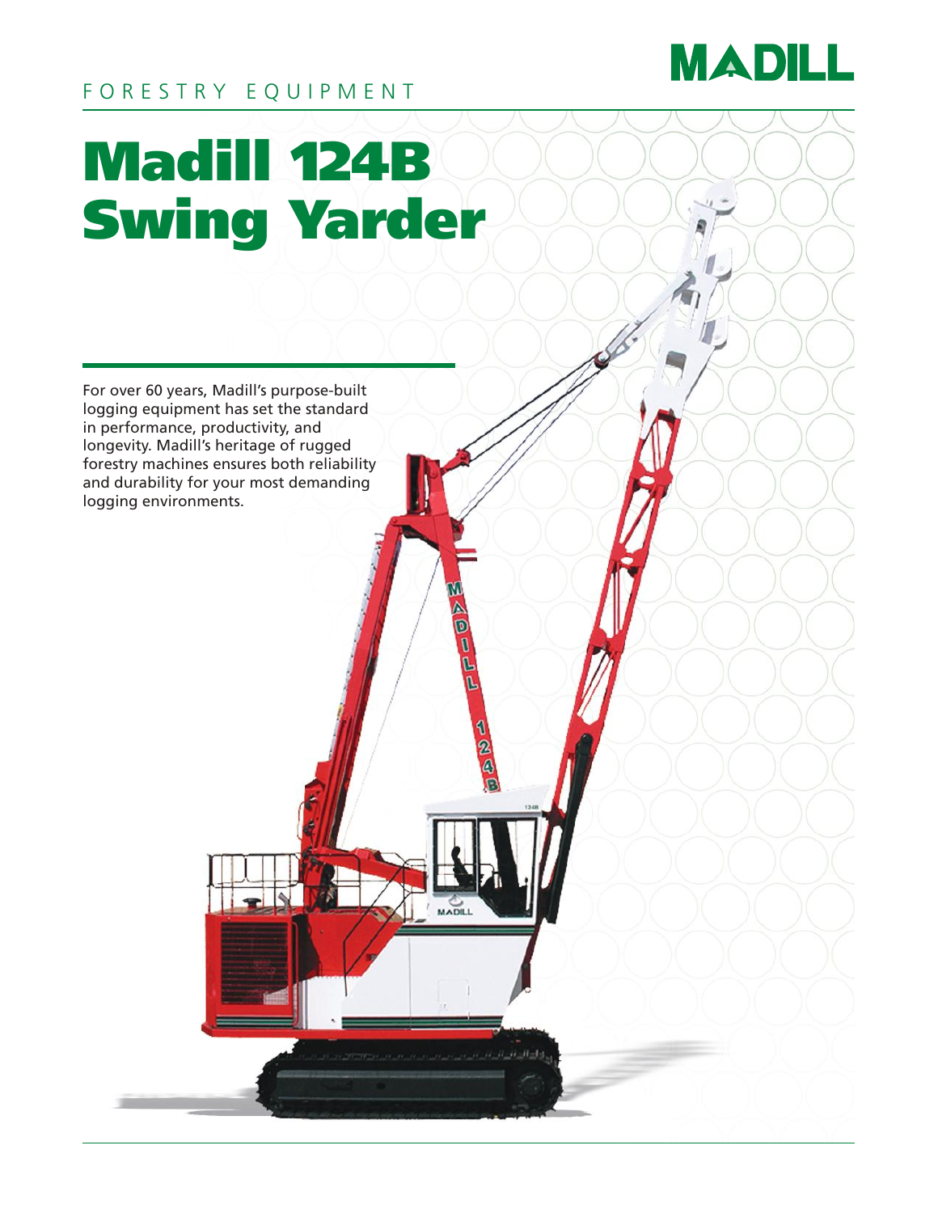MADILL

FORESTRY EQUIPMENT

# Madill 124B Swing Yarder

For over 60 years, Madill's purpose-built logging equipment has set the standard in performance, productivity, and longevity. Madill's heritage of rugged forestry machines ensures both reliability and durability for your most demanding logging environments.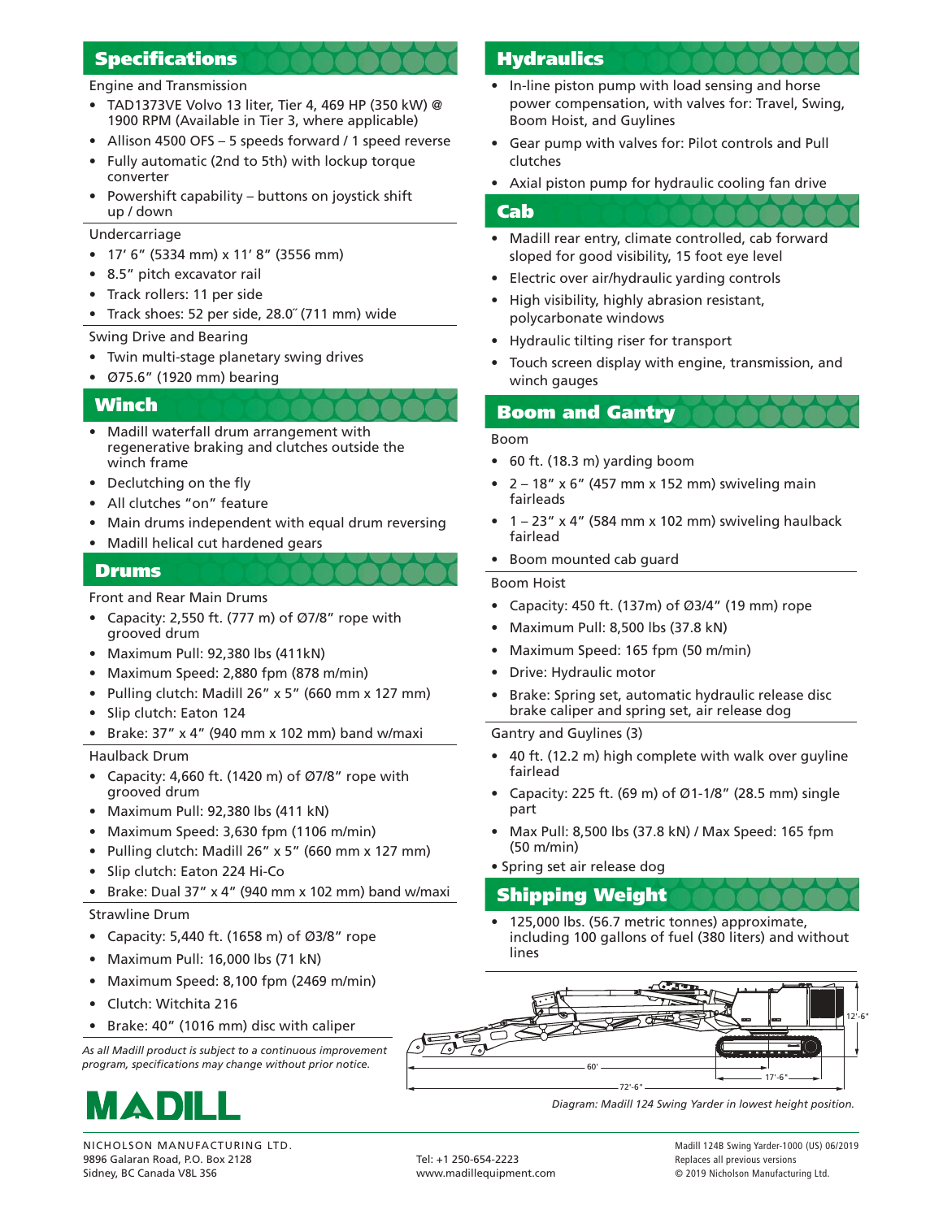## Specifications

Engine and Transmission

- TAD1373VE Volvo 13 liter, Tier 4, 469 HP (350 kW) @ 1900 RPM (Available in Tier 3, where applicable)
- Allison 4500 OFS – 5 speeds forward / 1 speed reverse
- Fully automatic (2nd to 5th) with lockup torque converter
- Powershift capability – buttons on joystick shift up / down

Undercarriage

- 17′ 6″ (5334 mm) x 11′ 8″ (3556 mm)
- 8.5″ pitch excavator rail
- Track rollers: 11 per side
- Track shoes: 52 per side, 28.0″ (711 mm) wide

Swing Drive and Bearing

- Twin multi-stage planetary swing drives
- Ø75.6″ (1920 mm) bearing

## Winch

- Madill waterfall drum arrangement with regenerative braking and clutches outside the winch frame
- Declutching on the fly
- All clutches "on" feature
- Main drums independent with equal drum reversing
- Madill helical cut hardened gears

## Drums

Front and Rear Main Drums

- Capacity: 2,550 ft. (777 m) of Ø7/8″ rope with grooved drum
- Maximum Pull: 92,380 lbs (411kN)
- Maximum Speed: 2,880 fpm (878 m/min)
- Pulling clutch: Madill 26″ x 5″ (660 mm x 127 mm)
- Slip clutch: Eaton 124
- Brake: 37″ x 4″ (940 mm x 102 mm) band w/maxi

Haulback Drum

- Capacity: 4,660 ft. (1420 m) of Ø7/8″ rope with grooved drum
- Maximum Pull: 92,380 lbs (411 kN)
- Maximum Speed: 3,630 fpm (1106 m/min)
- Pulling clutch: Madill 26″ x 5″ (660 mm x 127 mm)
- Slip clutch: Eaton 224 Hi-Co
- Brake: Dual 37″ x 4″ (940 mm x 102 mm) band w/maxi

Strawline Drum

- Capacity: 5,440 ft. (1658 m) of Ø3/8″ rope
- Maximum Pull: 16,000 lbs (71 kN)
- Maximum Speed: 8,100 fpm (2469 m/min)
- Clutch: Witchita 216
- Brake: 40″ (1016 mm) disc with caliper

*As all Madill product is subject to a continuous improvement program, specifications may change without prior notice.*

## Hydraulics

- In-line piston pump with load sensing and horse power compensation, with valves for: Travel, Swing, Boom Hoist, and Guylines
- Gear pump with valves for: Pilot controls and Pull clutches
- Axial piston pump for hydraulic cooling fan drive

## Cab

- Madill rear entry, climate controlled, cab forward sloped for good visibility, 15 foot eye level
- Electric over air/hydraulic yarding controls
- High visibility, highly abrasion resistant, polycarbonate windows
- Hydraulic tilting riser for transport
- Touch screen display with engine, transmission, and winch gauges

## Boom and Gantry

Boom

- 60 ft. (18.3 m) yarding boom
- 2 – 18″ x 6″ (457 mm x 152 mm) swiveling main fairleads
- 1 – 23″ x 4″ (584 mm x 102 mm) swiveling haulback fairlead
- Boom mounted cab guard

Boom Hoist

- Capacity: 450 ft. (137m) of Ø3/4″ (19 mm) rope
- Maximum Pull: 8,500 lbs (37.8 kN)
- Maximum Speed: 165 fpm (50 m/min)
- Drive: Hydraulic motor
- Brake: Spring set, automatic hydraulic release disc brake caliper and spring set, air release dog

Gantry and Guylines (3)

- 40 ft. (12.2 m) high complete with walk over guyline fairlead
- Capacity: 225 ft. (69 m) of Ø1-1/8″ (28.5 mm) single part
- Max Pull: 8,500 lbs (37.8 kN) / Max Speed: 165 fpm (50 m/min)
- Spring set air release dog

## Shipping Weight

- 125,000 lbs. (56.7 metric tonnes) approximate, including 100 gallons of fuel (380 liters) and without lines

12'-6"
60'
17'-6"
72'-6"

*Diagram: Madill 124 Swing Yarder in lowest height position.*

MADILL

NICHOLSON MANUFACTURING LTD.
9896 Galaran Road, P.O. Box 2128
Sidney, BC Canada V8L 3S6

Tel: +1 250-654-2223
www.madillequipment.com

Madill 124B Swing Yarder-1000 (US) 06/2019
Replaces all previous versions
© 2019 Nicholson Manufacturing Ltd.